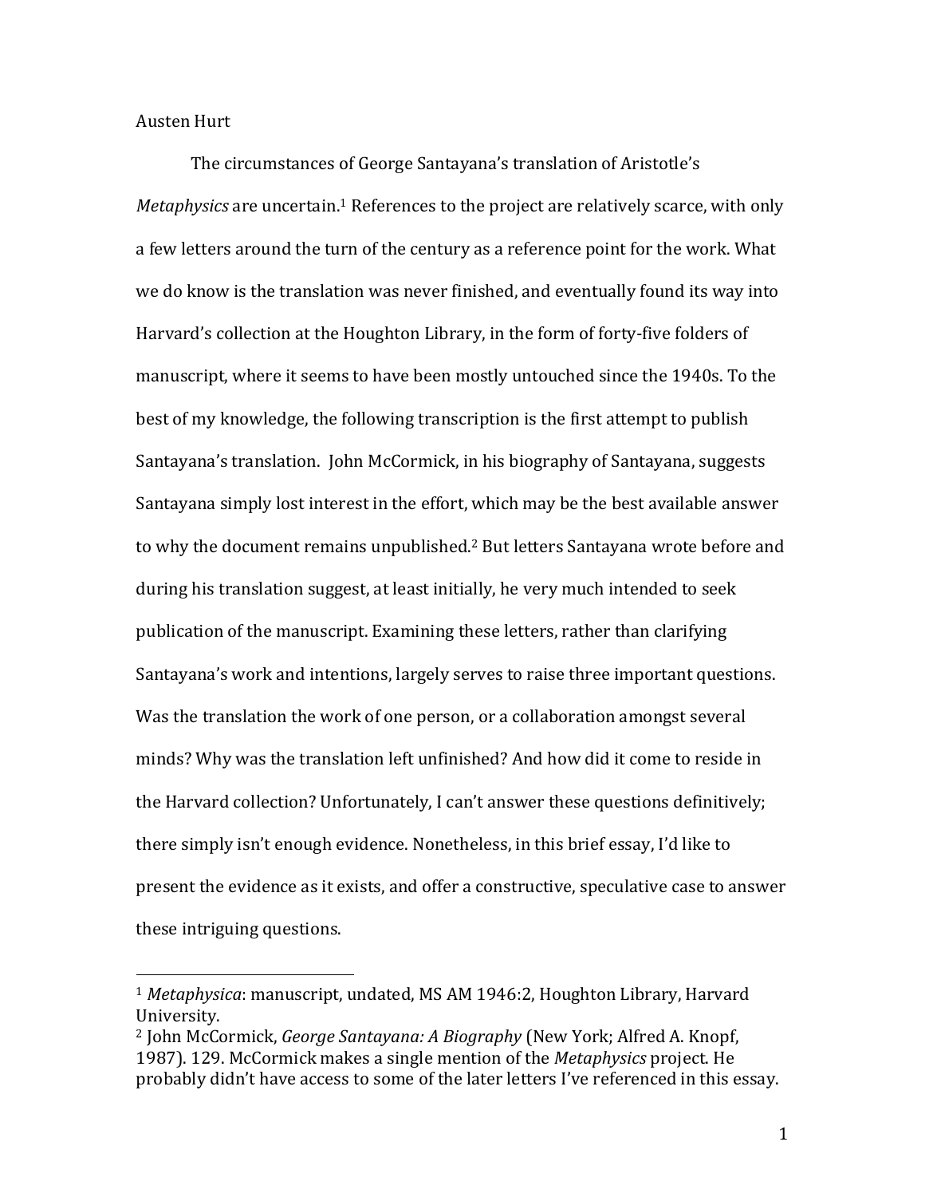Austen Hurt

The circumstances of George Santayana's translation of Aristotle's *Metaphysics* are uncertain.[1] References to the project are relatively scarce, with only a few letters around the turn of the century as a reference point for the work. What we do know is the translation was never finished, and eventually found its way into Harvard's collection at the Houghton Library, in the form of forty-five folders of manuscript, where it seems to have been mostly untouched since the 1940s. To the best of my knowledge, the following transcription is the first attempt to publish Santayana's translation. John McCormick, in his biography of Santayana, suggests Santayana simply lost interest in the effort, which may be the best available answer to why the document remains unpublished.[2] But letters Santayana wrote before and during his translation suggest, at least initially, he very much intended to seek publication of the manuscript. Examining these letters, rather than clarifying Santayana's work and intentions, largely serves to raise three important questions. Was the translation the work of one person, or a collaboration amongst several minds? Why was the translation left unfinished? And how did it come to reside in the Harvard collection? Unfortunately, I can't answer these questions definitively; there simply isn't enough evidence. Nonetheless, in this brief essay, I'd like to present the evidence as it exists, and offer a constructive, speculative case to answer these intriguing questions.

---

[1] *Metaphysica*: manuscript, undated, MS AM 1946:2, Houghton Library, Harvard University.

[2] John McCormick, *George Santayana: A Biography* (New York; Alfred A. Knopf, 1987). 129. McCormick makes a single mention of the *Metaphysics* project. He probably didn't have access to some of the later letters I've referenced in this essay.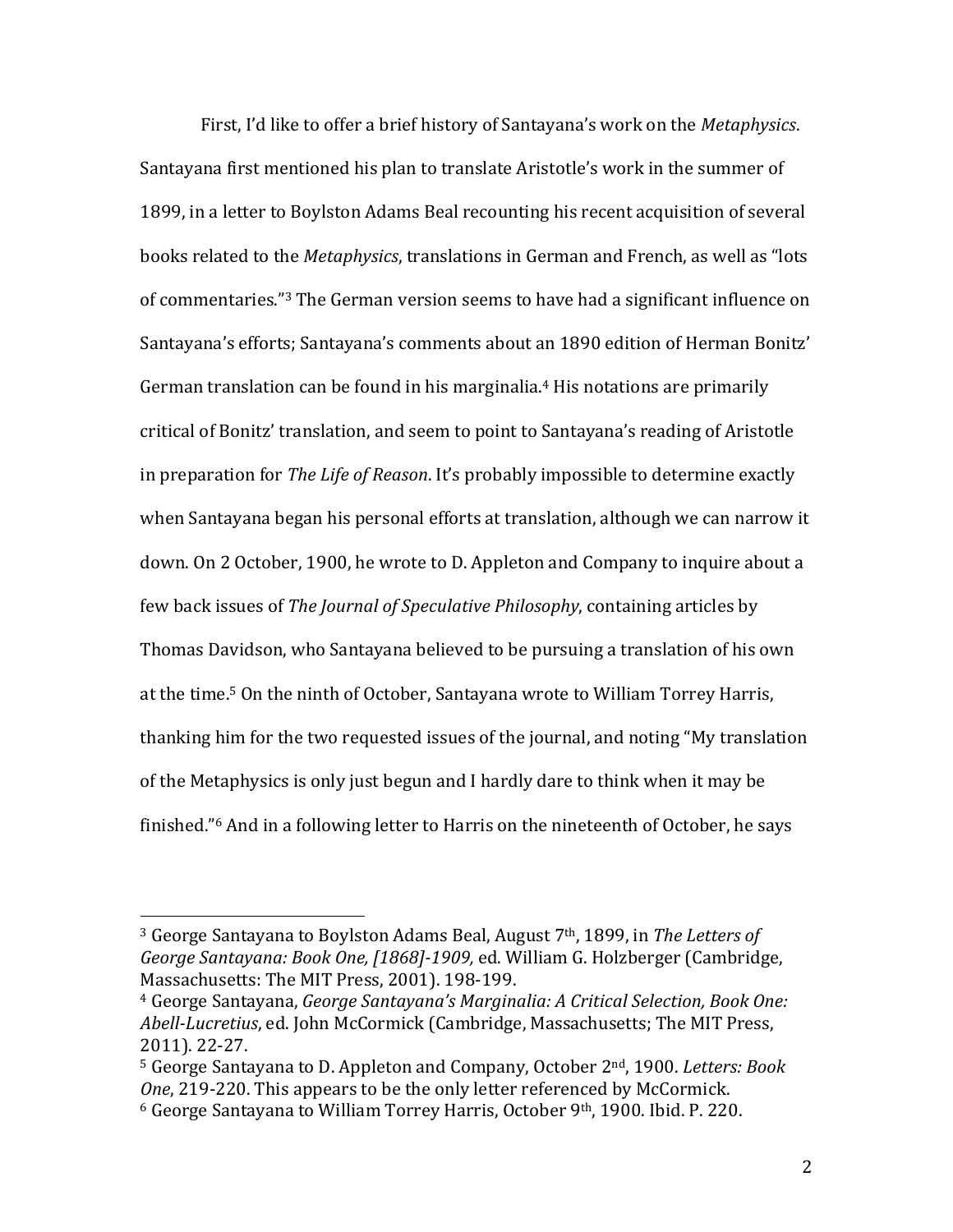First, I'd like to offer a brief history of Santayana's work on the *Metaphysics*. Santayana first mentioned his plan to translate Aristotle's work in the summer of 1899, in a letter to Boylston Adams Beal recounting his recent acquisition of several books related to the *Metaphysics*, translations in German and French, as well as "lots of commentaries."[3] The German version seems to have had a significant influence on Santayana's efforts; Santayana's comments about an 1890 edition of Herman Bonitz' German translation can be found in his marginalia.[4] His notations are primarily critical of Bonitz' translation, and seem to point to Santayana's reading of Aristotle in preparation for *The Life of Reason*. It's probably impossible to determine exactly when Santayana began his personal efforts at translation, although we can narrow it down. On 2 October, 1900, he wrote to D. Appleton and Company to inquire about a few back issues of *The Journal of Speculative Philosophy*, containing articles by Thomas Davidson, who Santayana believed to be pursuing a translation of his own at the time.[5] On the ninth of October, Santayana wrote to William Torrey Harris, thanking him for the two requested issues of the journal, and noting "My translation of the Metaphysics is only just begun and I hardly dare to think when it may be finished."[6] And in a following letter to Harris on the nineteenth of October, he says

---

[3] George Santayana to Boylston Adams Beal, August 7th, 1899, in *The Letters of George Santayana: Book One, [1868]-1909,* ed. William G. Holzberger (Cambridge, Massachusetts: The MIT Press, 2001). 198-199.

[4] George Santayana, *George Santayana's Marginalia: A Critical Selection, Book One: Abell-Lucretius*, ed. John McCormick (Cambridge, Massachusetts; The MIT Press, 2011). 22-27.

[5] George Santayana to D. Appleton and Company, October 2nd, 1900. *Letters: Book One*, 219-220. This appears to be the only letter referenced by McCormick.

[6] George Santayana to William Torrey Harris, October 9th, 1900. Ibid. P. 220.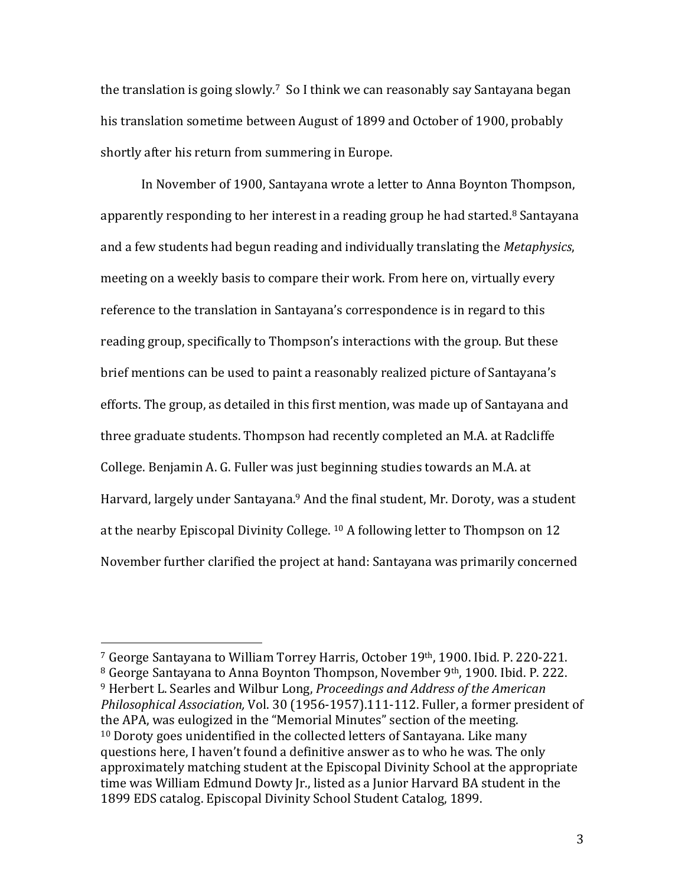the translation is going slowly.[7] So I think we can reasonably say Santayana began his translation sometime between August of 1899 and October of 1900, probably shortly after his return from summering in Europe.

In November of 1900, Santayana wrote a letter to Anna Boynton Thompson, apparently responding to her interest in a reading group he had started.[8] Santayana and a few students had begun reading and individually translating the *Metaphysics*, meeting on a weekly basis to compare their work. From here on, virtually every reference to the translation in Santayana's correspondence is in regard to this reading group, specifically to Thompson's interactions with the group. But these brief mentions can be used to paint a reasonably realized picture of Santayana's efforts. The group, as detailed in this first mention, was made up of Santayana and three graduate students. Thompson had recently completed an M.A. at Radcliffe College. Benjamin A. G. Fuller was just beginning studies towards an M.A. at Harvard, largely under Santayana.[9] And the final student, Mr. Doroty, was a student at the nearby Episcopal Divinity College. [10] A following letter to Thompson on 12 November further clarified the project at hand: Santayana was primarily concerned

---

[7] George Santayana to William Torrey Harris, October 19th, 1900. Ibid. P. 220-221.

[8] George Santayana to Anna Boynton Thompson, November 9th, 1900. Ibid. P. 222.

[9] Herbert L. Searles and Wilbur Long, *Proceedings and Address of the American Philosophical Association,* Vol. 30 (1956-1957).111-112. Fuller, a former president of the APA, was eulogized in the "Memorial Minutes" section of the meeting.

[10] Doroty goes unidentified in the collected letters of Santayana. Like many questions here, I haven't found a definitive answer as to who he was. The only approximately matching student at the Episcopal Divinity School at the appropriate time was William Edmund Dowty Jr., listed as a Junior Harvard BA student in the 1899 EDS catalog. Episcopal Divinity School Student Catalog, 1899.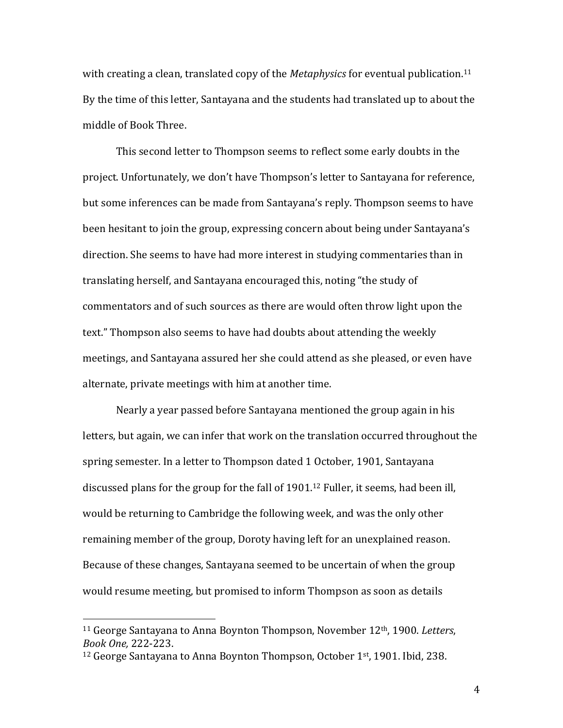with creating a clean, translated copy of the *Metaphysics* for eventual publication.[11] By the time of this letter, Santayana and the students had translated up to about the middle of Book Three.

This second letter to Thompson seems to reflect some early doubts in the project. Unfortunately, we don't have Thompson's letter to Santayana for reference, but some inferences can be made from Santayana's reply. Thompson seems to have been hesitant to join the group, expressing concern about being under Santayana's direction. She seems to have had more interest in studying commentaries than in translating herself, and Santayana encouraged this, noting "the study of commentators and of such sources as there are would often throw light upon the text." Thompson also seems to have had doubts about attending the weekly meetings, and Santayana assured her she could attend as she pleased, or even have alternate, private meetings with him at another time.

Nearly a year passed before Santayana mentioned the group again in his letters, but again, we can infer that work on the translation occurred throughout the spring semester. In a letter to Thompson dated 1 October, 1901, Santayana discussed plans for the group for the fall of 1901.[12] Fuller, it seems, had been ill, would be returning to Cambridge the following week, and was the only other remaining member of the group, Doroty having left for an unexplained reason. Because of these changes, Santayana seemed to be uncertain of when the group would resume meeting, but promised to inform Thompson as soon as details

---

[11] George Santayana to Anna Boynton Thompson, November 12th, 1900. *Letters, Book One,* 222-223.

[12] George Santayana to Anna Boynton Thompson, October 1st, 1901. Ibid, 238.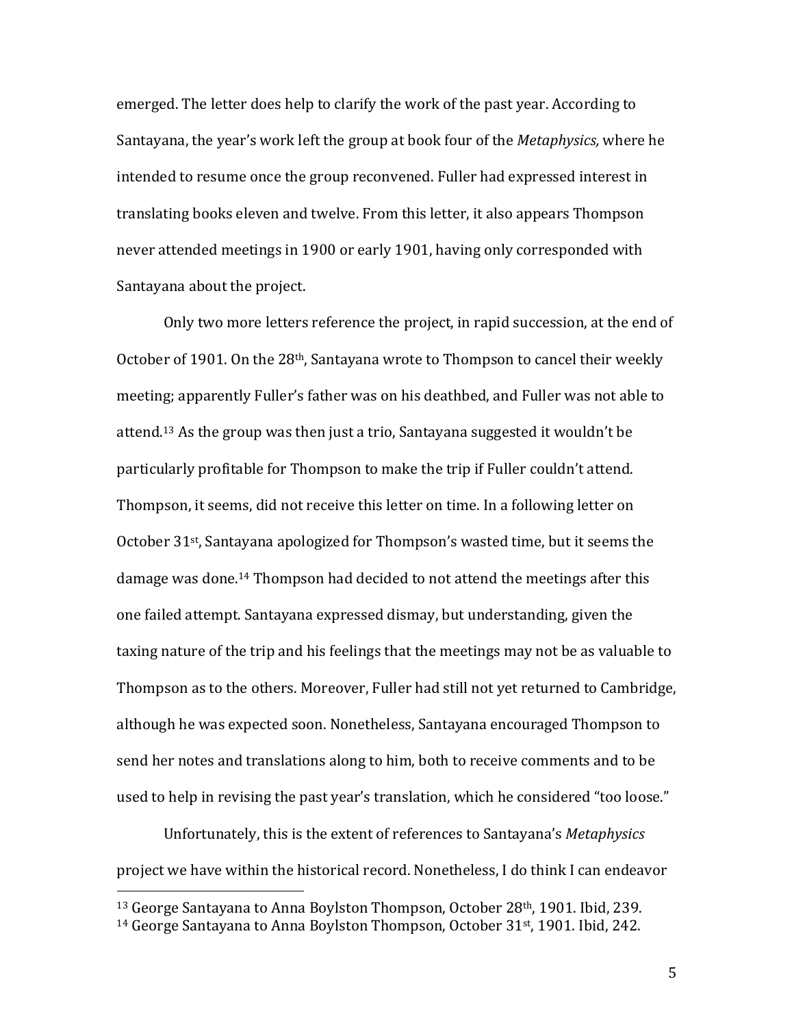emerged. The letter does help to clarify the work of the past year. According to Santayana, the year's work left the group at book four of the *Metaphysics,* where he intended to resume once the group reconvened. Fuller had expressed interest in translating books eleven and twelve. From this letter, it also appears Thompson never attended meetings in 1900 or early 1901, having only corresponded with Santayana about the project.

Only two more letters reference the project, in rapid succession, at the end of October of 1901. On the 28th, Santayana wrote to Thompson to cancel their weekly meeting; apparently Fuller's father was on his deathbed, and Fuller was not able to attend.[13] As the group was then just a trio, Santayana suggested it wouldn't be particularly profitable for Thompson to make the trip if Fuller couldn't attend. Thompson, it seems, did not receive this letter on time. In a following letter on October 31st, Santayana apologized for Thompson's wasted time, but it seems the damage was done.[14] Thompson had decided to not attend the meetings after this one failed attempt. Santayana expressed dismay, but understanding, given the taxing nature of the trip and his feelings that the meetings may not be as valuable to Thompson as to the others. Moreover, Fuller had still not yet returned to Cambridge, although he was expected soon. Nonetheless, Santayana encouraged Thompson to send her notes and translations along to him, both to receive comments and to be used to help in revising the past year's translation, which he considered "too loose."

Unfortunately, this is the extent of references to Santayana's *Metaphysics* project we have within the historical record. Nonetheless, I do think I can endeavor

[13] George Santayana to Anna Boylston Thompson, October 28th, 1901. Ibid, 239.

[14] George Santayana to Anna Boylston Thompson, October 31st, 1901. Ibid, 242.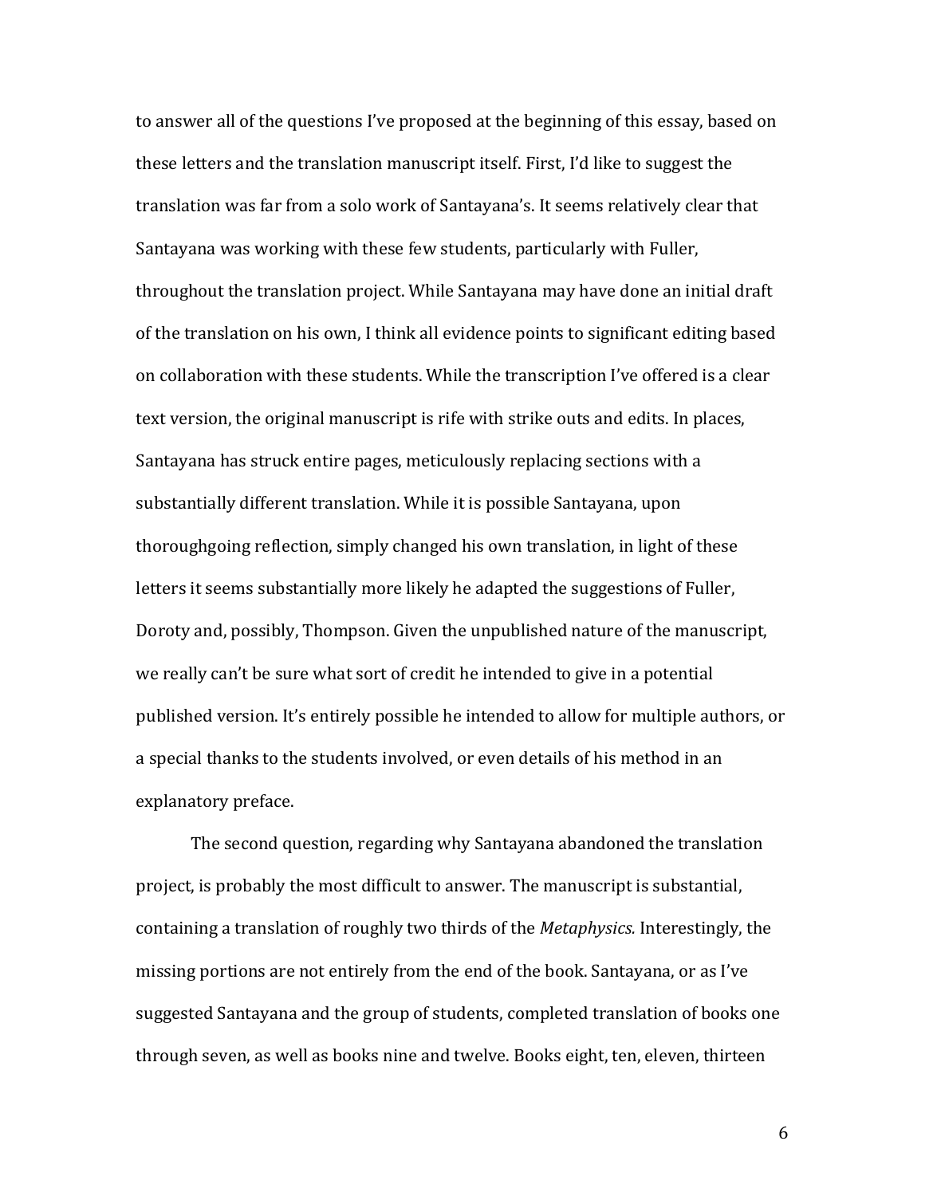to answer all of the questions I've proposed at the beginning of this essay, based on these letters and the translation manuscript itself. First, I'd like to suggest the translation was far from a solo work of Santayana's. It seems relatively clear that Santayana was working with these few students, particularly with Fuller, throughout the translation project. While Santayana may have done an initial draft of the translation on his own, I think all evidence points to significant editing based on collaboration with these students. While the transcription I've offered is a clear text version, the original manuscript is rife with strike outs and edits. In places, Santayana has struck entire pages, meticulously replacing sections with a substantially different translation. While it is possible Santayana, upon thoroughgoing reflection, simply changed his own translation, in light of these letters it seems substantially more likely he adapted the suggestions of Fuller, Doroty and, possibly, Thompson. Given the unpublished nature of the manuscript, we really can't be sure what sort of credit he intended to give in a potential published version. It's entirely possible he intended to allow for multiple authors, or a special thanks to the students involved, or even details of his method in an explanatory preface.

The second question, regarding why Santayana abandoned the translation project, is probably the most difficult to answer. The manuscript is substantial, containing a translation of roughly two thirds of the *Metaphysics.* Interestingly, the missing portions are not entirely from the end of the book. Santayana, or as I've suggested Santayana and the group of students, completed translation of books one through seven, as well as books nine and twelve. Books eight, ten, eleven, thirteen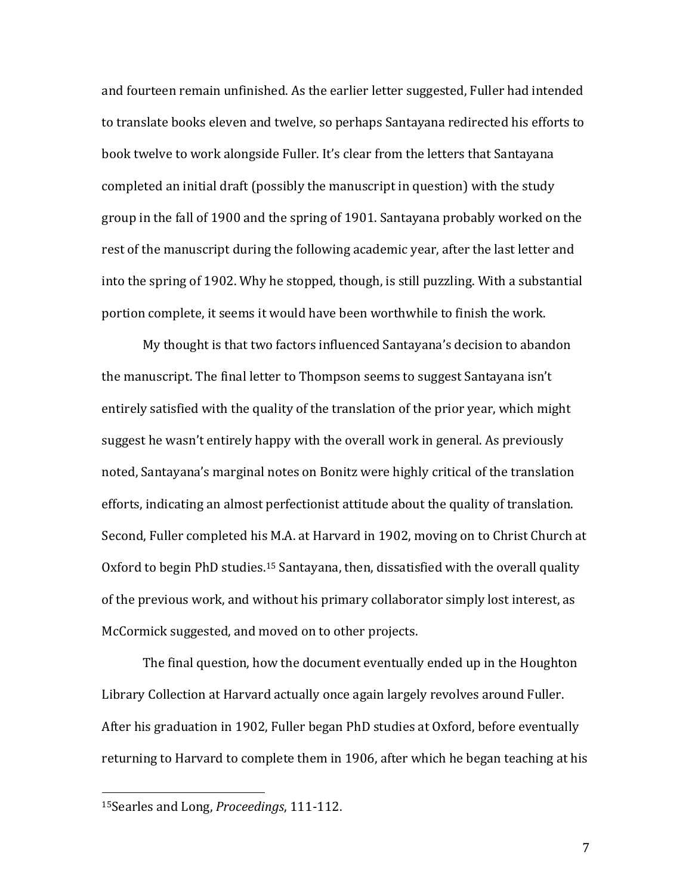and fourteen remain unfinished. As the earlier letter suggested, Fuller had intended to translate books eleven and twelve, so perhaps Santayana redirected his efforts to book twelve to work alongside Fuller. It's clear from the letters that Santayana completed an initial draft (possibly the manuscript in question) with the study group in the fall of 1900 and the spring of 1901. Santayana probably worked on the rest of the manuscript during the following academic year, after the last letter and into the spring of 1902. Why he stopped, though, is still puzzling. With a substantial portion complete, it seems it would have been worthwhile to finish the work.

My thought is that two factors influenced Santayana's decision to abandon the manuscript. The final letter to Thompson seems to suggest Santayana isn't entirely satisfied with the quality of the translation of the prior year, which might suggest he wasn't entirely happy with the overall work in general. As previously noted, Santayana's marginal notes on Bonitz were highly critical of the translation efforts, indicating an almost perfectionist attitude about the quality of translation. Second, Fuller completed his M.A. at Harvard in 1902, moving on to Christ Church at Oxford to begin PhD studies.[15] Santayana, then, dissatisfied with the overall quality of the previous work, and without his primary collaborator simply lost interest, as McCormick suggested, and moved on to other projects.

The final question, how the document eventually ended up in the Houghton Library Collection at Harvard actually once again largely revolves around Fuller. After his graduation in 1902, Fuller began PhD studies at Oxford, before eventually returning to Harvard to complete them in 1906, after which he began teaching at his

---

[15]Searles and Long, *Proceedings*, 111-112.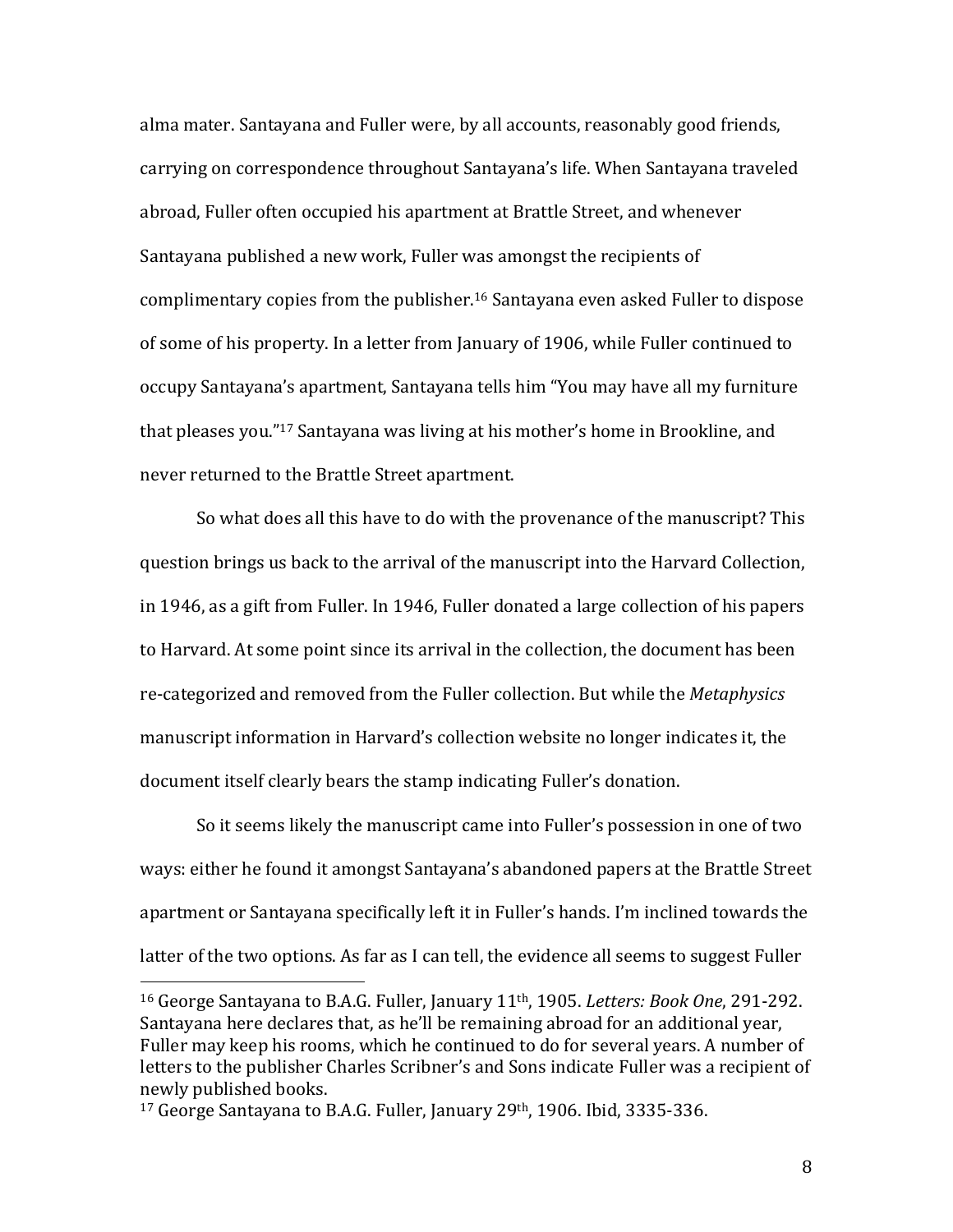alma mater. Santayana and Fuller were, by all accounts, reasonably good friends, carrying on correspondence throughout Santayana's life. When Santayana traveled abroad, Fuller often occupied his apartment at Brattle Street, and whenever Santayana published a new work, Fuller was amongst the recipients of complimentary copies from the publisher.[16] Santayana even asked Fuller to dispose of some of his property. In a letter from January of 1906, while Fuller continued to occupy Santayana's apartment, Santayana tells him "You may have all my furniture that pleases you."[17] Santayana was living at his mother's home in Brookline, and never returned to the Brattle Street apartment.

So what does all this have to do with the provenance of the manuscript? This question brings us back to the arrival of the manuscript into the Harvard Collection, in 1946, as a gift from Fuller. In 1946, Fuller donated a large collection of his papers to Harvard. At some point since its arrival in the collection, the document has been re-categorized and removed from the Fuller collection. But while the *Metaphysics* manuscript information in Harvard's collection website no longer indicates it, the document itself clearly bears the stamp indicating Fuller's donation.

So it seems likely the manuscript came into Fuller's possession in one of two ways: either he found it amongst Santayana's abandoned papers at the Brattle Street apartment or Santayana specifically left it in Fuller's hands. I'm inclined towards the latter of the two options. As far as I can tell, the evidence all seems to suggest Fuller

---

[16] George Santayana to B.A.G. Fuller, January 11th, 1905. *Letters: Book One*, 291-292. Santayana here declares that, as he'll be remaining abroad for an additional year, Fuller may keep his rooms, which he continued to do for several years. A number of letters to the publisher Charles Scribner's and Sons indicate Fuller was a recipient of newly published books.

[17] George Santayana to B.A.G. Fuller, January 29th, 1906. Ibid, 3335-336.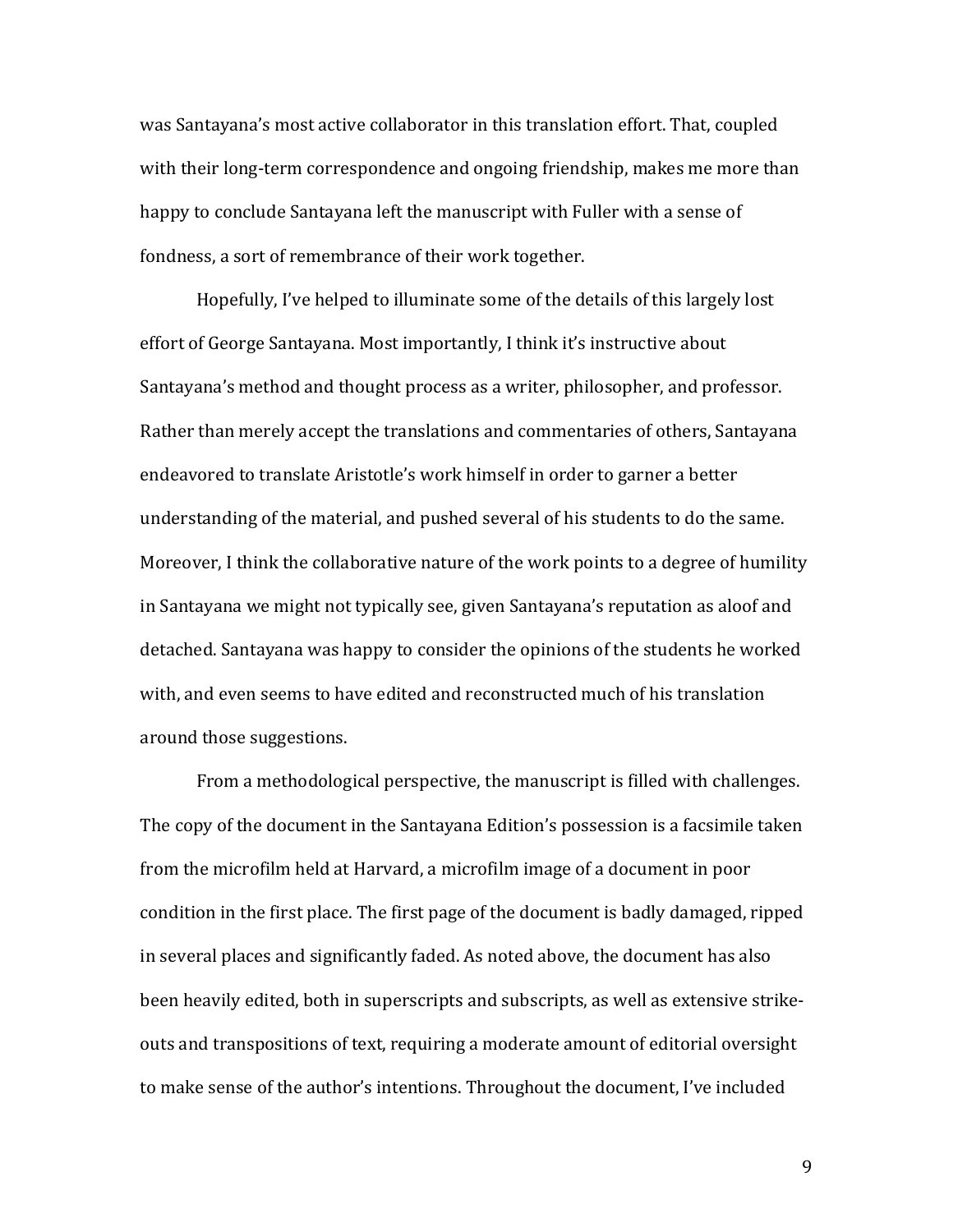was Santayana's most active collaborator in this translation effort. That, coupled with their long-term correspondence and ongoing friendship, makes me more than happy to conclude Santayana left the manuscript with Fuller with a sense of fondness, a sort of remembrance of their work together.

Hopefully, I've helped to illuminate some of the details of this largely lost effort of George Santayana. Most importantly, I think it's instructive about Santayana's method and thought process as a writer, philosopher, and professor. Rather than merely accept the translations and commentaries of others, Santayana endeavored to translate Aristotle's work himself in order to garner a better understanding of the material, and pushed several of his students to do the same. Moreover, I think the collaborative nature of the work points to a degree of humility in Santayana we might not typically see, given Santayana's reputation as aloof and detached. Santayana was happy to consider the opinions of the students he worked with, and even seems to have edited and reconstructed much of his translation around those suggestions.

From a methodological perspective, the manuscript is filled with challenges. The copy of the document in the Santayana Edition's possession is a facsimile taken from the microfilm held at Harvard, a microfilm image of a document in poor condition in the first place. The first page of the document is badly damaged, ripped in several places and significantly faded. As noted above, the document has also been heavily edited, both in superscripts and subscripts, as well as extensive strike-outs and transpositions of text, requiring a moderate amount of editorial oversight to make sense of the author's intentions. Throughout the document, I've included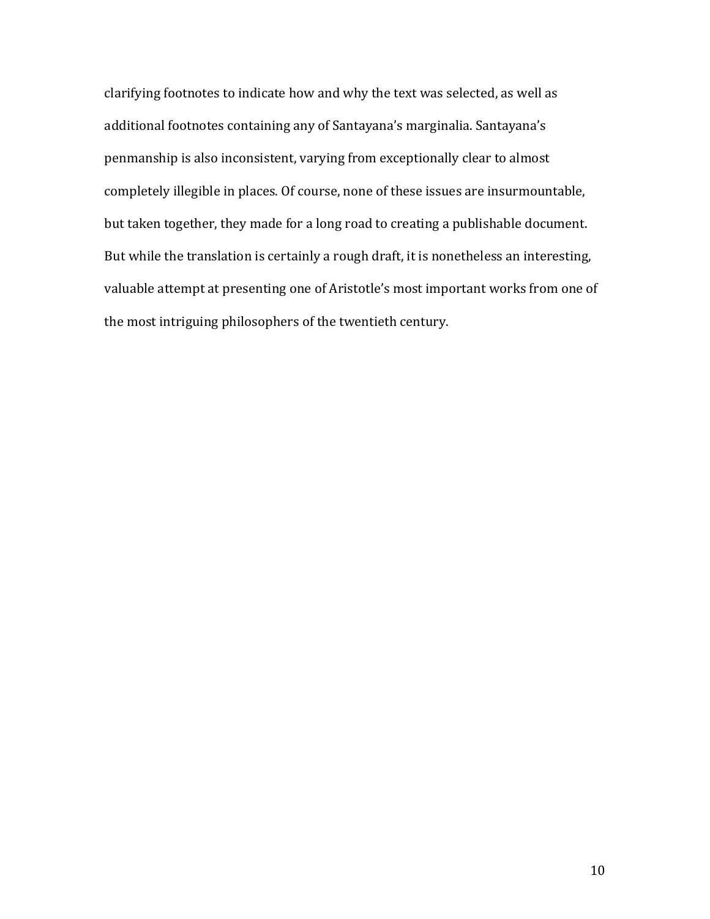clarifying footnotes to indicate how and why the text was selected, as well as additional footnotes containing any of Santayana's marginalia. Santayana's penmanship is also inconsistent, varying from exceptionally clear to almost completely illegible in places. Of course, none of these issues are insurmountable, but taken together, they made for a long road to creating a publishable document. But while the translation is certainly a rough draft, it is nonetheless an interesting, valuable attempt at presenting one of Aristotle's most important works from one of the most intriguing philosophers of the twentieth century.